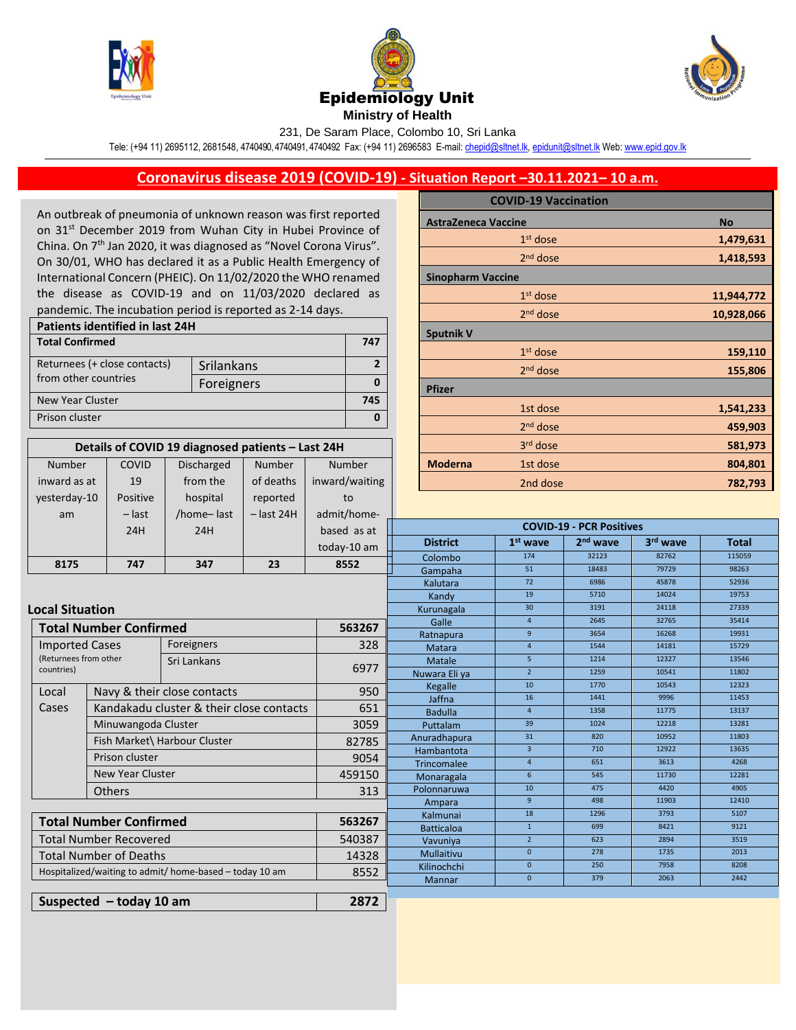# Epidemiology Unit

**Ministry of Health**

231, De Saram Place, Colombo 10, Sri Lanka

Tele: (+94 11) 2695112, 2681548, 4740490, 4740491, 4740492 Fax: (+94 11) 2696583 E-mail: chepid@sltnet.lk, epidunit@sltnet.lk Web: www.epid.gov.lk

## Coronavirus disease 2019 (COVID-19) - Situation Report –30.11.2021– 10 a.m.

An outbreak of pneumonia of unknown reason was first reported on 31st December 2019 from Wuhan City in Hubei Province of China. On 7th Jan 2020, it was diagnosed as "Novel Corona Virus". On 30/01, WHO has declared it as a Public Health Emergency of International Concern (PHEIC). On 11/02/2020 the WHO renamed the disease as COVID-19 and on 11/03/2020 declared as pandemic. The incubation period is reported as 2-14 days.

| Patients identified in last 24H | | |
|---|---|---|
| **Total Confirmed** | | **747** |
| Returnees (+ close contacts) from other countries | Srilankans | 2 |
| | Foreigners | 0 |
| New Year Cluster | | 745 |
| Prison cluster | | 0 |

| Details of COVID 19 diagnosed patients – Last 24H | | | | |
|---|---|---|---|---|
| Number inward as at yesterday-10 am | COVID 19 Positive – last 24H | Discharged from the hospital /home– last 24H | Number of deaths reported – last 24H | Number inward/waiting to admit/home-based as at today-10 am |
| **8175** | **747** | **347** | **23** | **8552** |

### Local Situation

| **Total Number Confirmed** | | **563267** |
|---|---|---|
| Imported Cases (Returnees from other countries) | Foreigners | 328 |
| | Sri Lankans | 6977 |
| Local Cases | Navy & their close contacts | 950 |
| | Kandakadu cluster & their close contacts | 651 |
| | Minuwangoda Cluster | 3059 |
| | Fish Market\ Harbour Cluster | 82785 |
| | Prison cluster | 9054 |
| | New Year Cluster | 459150 |
| | Others | 313 |

| **Total Number Confirmed** | **563267** |
|---|---|
| Total Number Recovered | 540387 |
| Total Number of Deaths | 14328 |
| Hospitalized/waiting to admit/ home-based – today 10 am | 8552 |

| **Suspected – today 10 am** | **2872** |
|---|---|

| COVID-19 Vaccination | | |
|---|---|---|
| **AstraZeneca Vaccine** | | **No** |
| | 1st dose | **1,479,631** |
| | 2nd dose | **1,418,593** |
| **Sinopharm Vaccine** | | |
| | 1st dose | **11,944,772** |
| | 2nd dose | **10,928,066** |
| **Sputnik V** | | |
| | 1st dose | **159,110** |
| | 2nd dose | **155,806** |
| **Pfizer** | | |
| | 1st dose | **1,541,233** |
| | 2nd dose | **459,903** |
| | 3rd dose | **581,973** |
| **Moderna** | 1st dose | **804,801** |
| | 2nd dose | **782,793** |

| COVID-19 - PCR Positives | | | | |
|---|---|---|---|---|
| **District** | **1st wave** | **2nd wave** | **3rd wave** | **Total** |
| Colombo | 174 | 32123 | 82762 | 115059 |
| Gampaha | 51 | 18483 | 79729 | 98263 |
| Kalutara | 72 | 6986 | 45878 | 52936 |
| Kandy | 19 | 5710 | 14024 | 19753 |
| Kurunagala | 30 | 3191 | 24118 | 27339 |
| Galle | 4 | 2645 | 32765 | 35414 |
| Ratnapura | 9 | 3654 | 16268 | 19931 |
| Matara | 4 | 1544 | 14181 | 15729 |
| Matale | 5 | 1214 | 12327 | 13546 |
| Nuwara Eli ya | 2 | 1259 | 10541 | 11802 |
| Kegalle | 10 | 1770 | 10543 | 12323 |
| Jaffna | 16 | 1441 | 9996 | 11453 |
| Badulla | 4 | 1358 | 11775 | 13137 |
| Puttalam | 39 | 1024 | 12218 | 13281 |
| Anuradhapura | 31 | 820 | 10952 | 11803 |
| Hambantota | 3 | 710 | 12922 | 13635 |
| Trincomalee | 4 | 651 | 3613 | 4268 |
| Monaragala | 6 | 545 | 11730 | 12281 |
| Polonnaruwa | 10 | 475 | 4420 | 4905 |
| Ampara | 9 | 498 | 11903 | 12410 |
| Kalmunai | 18 | 1296 | 3793 | 5107 |
| Batticaloa | 1 | 699 | 8421 | 9121 |
| Vavuniya | 2 | 623 | 2894 | 3519 |
| Mullaitivu | 0 | 278 | 1735 | 2013 |
| Kilinochchi | 0 | 250 | 7958 | 8208 |
| Mannar | 0 | 379 | 2063 | 2442 |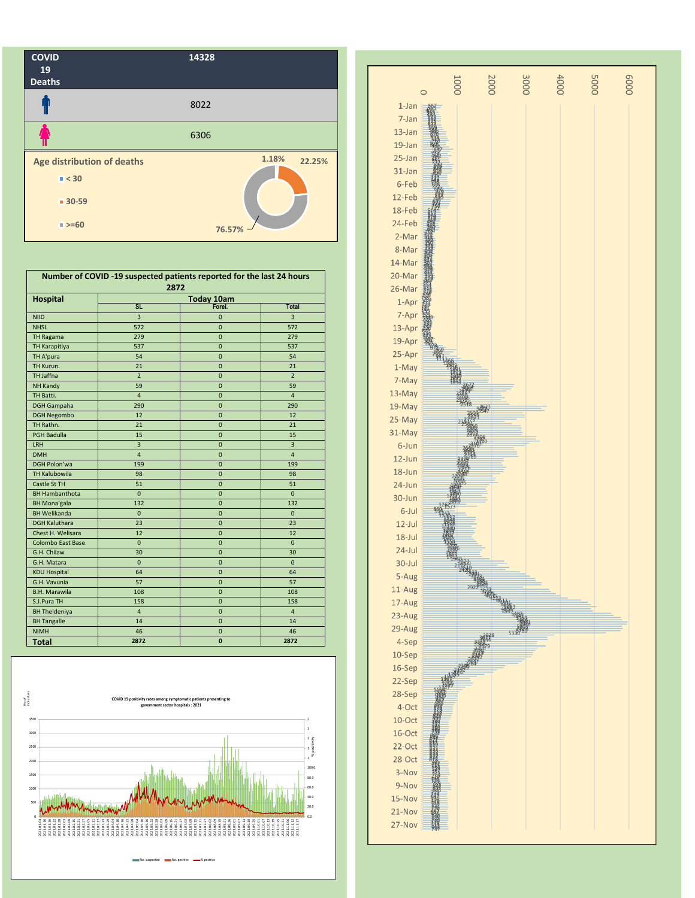| COVID 19 Deaths | 14328 |
| --- | --- |
| (Male) | 8022 |
| (Female) | 6306 |

Age distribution of deaths

- < 30
- 30-59
- >=60

1.18%
22.25%
76.57%

| Number of COVID -19 suspected patients reported for the last 24 hours 2872 | | | |
| --- | --- | --- | --- |
| Hospital | Today 10am | | |
| | SL | Forei. | Total |
| NIID | 3 | 0 | 3 |
| NHSL | 572 | 0 | 572 |
| TH Ragama | 279 | 0 | 279 |
| TH Karapitiya | 537 | 0 | 537 |
| TH A'pura | 54 | 0 | 54 |
| TH Kurun. | 21 | 0 | 21 |
| TH Jaffna | 2 | 0 | 2 |
| NH Kandy | 59 | 0 | 59 |
| TH Batti. | 4 | 0 | 4 |
| DGH Gampaha | 290 | 0 | 290 |
| DGH Negombo | 12 | 0 | 12 |
| TH Rathn. | 21 | 0 | 21 |
| PGH Badulla | 15 | 0 | 15 |
| LRH | 3 | 0 | 3 |
| DMH | 4 | 0 | 4 |
| DGH Polon'wa | 199 | 0 | 199 |
| TH Kalubowila | 98 | 0 | 98 |
| Castle St TH | 51 | 0 | 51 |
| BH Hambanthota | 0 | 0 | 0 |
| BH Mona'gala | 132 | 0 | 132 |
| BH Welikanda | 0 | 0 | 0 |
| DGH Kaluthara | 23 | 0 | 23 |
| Chest H. Welisara | 12 | 0 | 12 |
| Colombo East Base | 0 | 0 | 0 |
| G.H. Chilaw | 30 | 0 | 30 |
| G.H. Matara | 0 | 0 | 0 |
| KDU Hospital | 64 | 0 | 64 |
| G.H. Vavunia | 57 | 0 | 57 |
| B.H. Marawila | 108 | 0 | 108 |
| S.J.Pura TH | 158 | 0 | 158 |
| BH Theldeniya | 4 | 0 | 4 |
| BH Tangalle | 14 | 0 | 14 |
| NIMH | 46 | 0 | 46 |
| **Total** | **2872** | **0** | **2872** |

COVID 19 positivity rates among symptomatic patients presenting to government sector hospitals : 2021

No. of individuals

% positivity

No. suspected
No. positive
% positive

0
1000
2000
3000
4000
5000
6000

1-Jan
7-Jan
13-Jan
19-Jan
25-Jan
31-Jan
6-Feb
12-Feb
18-Feb
24-Feb
2-Mar
8-Mar
14-Mar
20-Mar
26-Mar
1-Apr
7-Apr
13-Apr
19-Apr
25-Apr
1-May
7-May
13-May
19-May
25-May
31-May
6-Jun
12-Jun
18-Jun
24-Jun
30-Jun
6-Jul
12-Jul
18-Jul
24-Jul
30-Jul
5-Aug
11-Aug
17-Aug
23-Aug
29-Aug
4-Sep
10-Sep
16-Sep
22-Sep
28-Sep
4-Oct
10-Oct
16-Oct
22-Oct
28-Oct
3-Nov
9-Nov
15-Nov
21-Nov
27-Nov